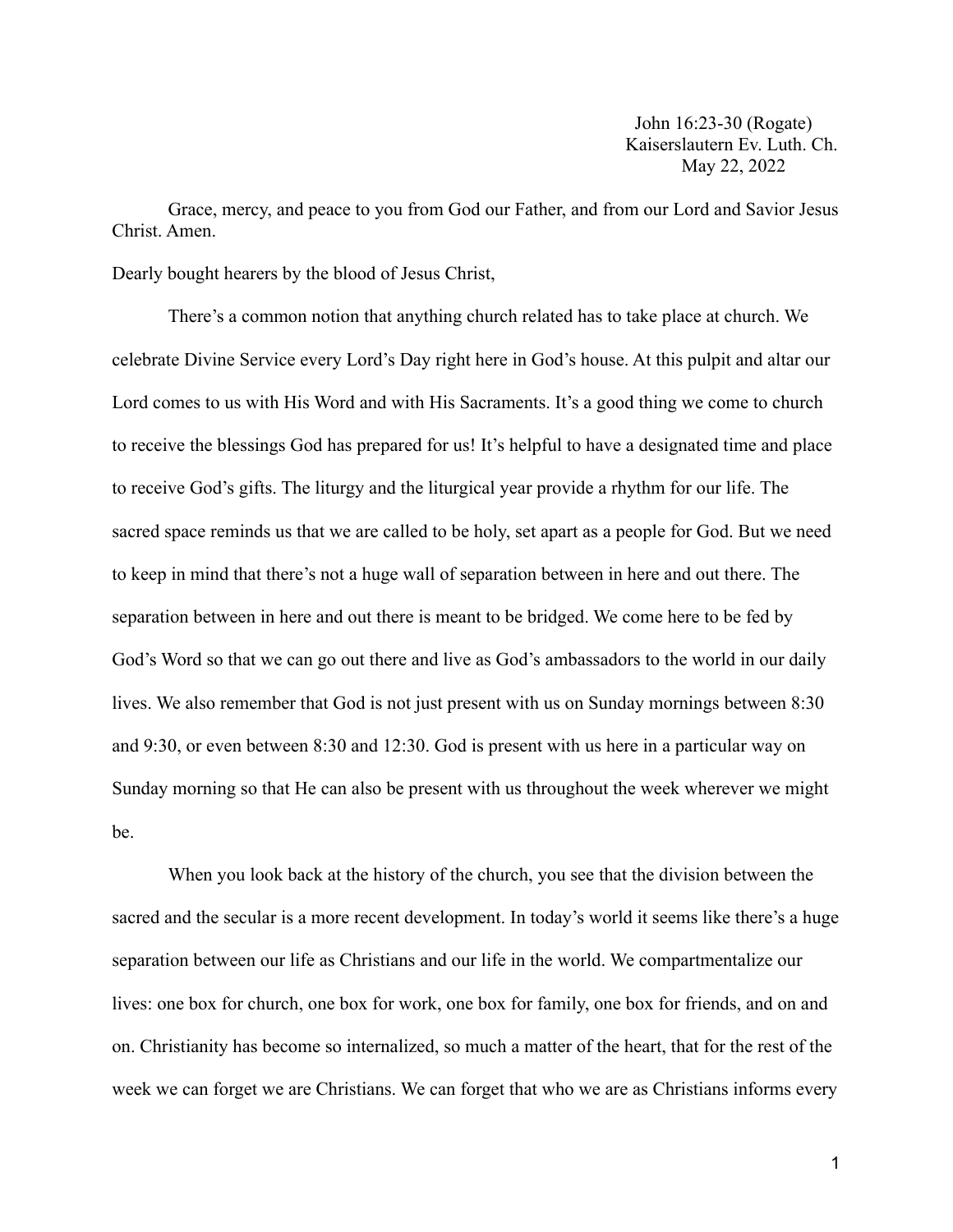John 16:23-30 (Rogate)
Kaiserslautern Ev. Luth. Ch.
May 22, 2022

Grace, mercy, and peace to you from God our Father, and from our Lord and Savior Jesus Christ. Amen.

Dearly bought hearers by the blood of Jesus Christ,

There's a common notion that anything church related has to take place at church. We celebrate Divine Service every Lord's Day right here in God's house. At this pulpit and altar our Lord comes to us with His Word and with His Sacraments. It's a good thing we come to church to receive the blessings God has prepared for us! It's helpful to have a designated time and place to receive God's gifts. The liturgy and the liturgical year provide a rhythm for our life. The sacred space reminds us that we are called to be holy, set apart as a people for God. But we need to keep in mind that there's not a huge wall of separation between in here and out there. The separation between in here and out there is meant to be bridged. We come here to be fed by God's Word so that we can go out there and live as God's ambassadors to the world in our daily lives. We also remember that God is not just present with us on Sunday mornings between 8:30 and 9:30, or even between 8:30 and 12:30. God is present with us here in a particular way on Sunday morning so that He can also be present with us throughout the week wherever we might be.

When you look back at the history of the church, you see that the division between the sacred and the secular is a more recent development. In today's world it seems like there's a huge separation between our life as Christians and our life in the world. We compartmentalize our lives: one box for church, one box for work, one box for family, one box for friends, and on and on. Christianity has become so internalized, so much a matter of the heart, that for the rest of the week we can forget we are Christians. We can forget that who we are as Christians informs every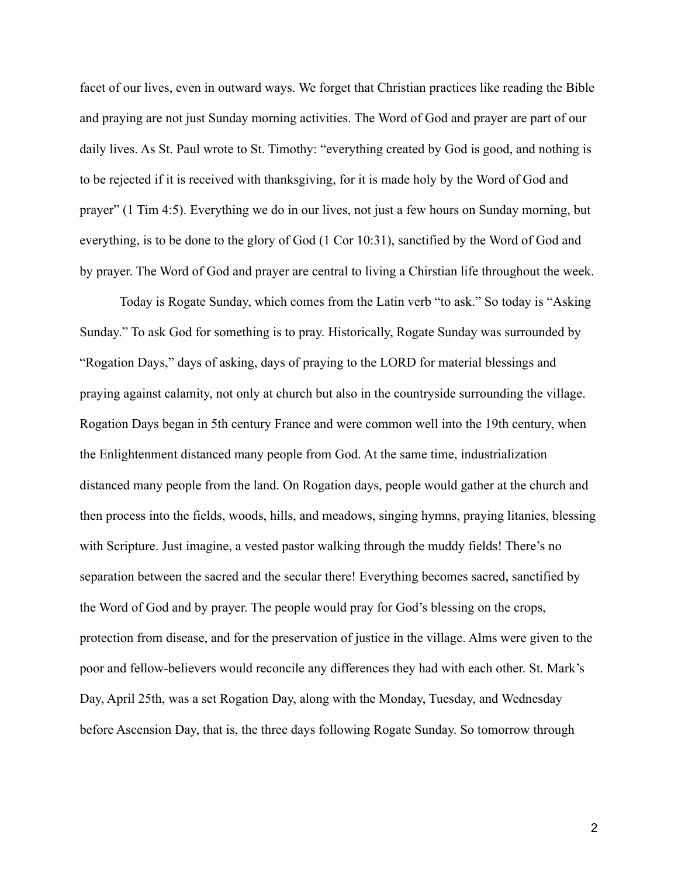facet of our lives, even in outward ways. We forget that Christian practices like reading the Bible and praying are not just Sunday morning activities. The Word of God and prayer are part of our daily lives. As St. Paul wrote to St. Timothy: "everything created by God is good, and nothing is to be rejected if it is received with thanksgiving, for it is made holy by the Word of God and prayer" (1 Tim 4:5). Everything we do in our lives, not just a few hours on Sunday morning, but everything, is to be done to the glory of God (1 Cor 10:31), sanctified by the Word of God and by prayer. The Word of God and prayer are central to living a Chirstian life throughout the week.

Today is Rogate Sunday, which comes from the Latin verb "to ask." So today is "Asking Sunday." To ask God for something is to pray. Historically, Rogate Sunday was surrounded by "Rogation Days," days of asking, days of praying to the LORD for material blessings and praying against calamity, not only at church but also in the countryside surrounding the village. Rogation Days began in 5th century France and were common well into the 19th century, when the Enlightenment distanced many people from God. At the same time, industrialization distanced many people from the land. On Rogation days, people would gather at the church and then process into the fields, woods, hills, and meadows, singing hymns, praying litanies, blessing with Scripture. Just imagine, a vested pastor walking through the muddy fields! There's no separation between the sacred and the secular there! Everything becomes sacred, sanctified by the Word of God and by prayer. The people would pray for God's blessing on the crops, protection from disease, and for the preservation of justice in the village. Alms were given to the poor and fellow-believers would reconcile any differences they had with each other. St. Mark's Day, April 25th, was a set Rogation Day, along with the Monday, Tuesday, and Wednesday before Ascension Day, that is, the three days following Rogate Sunday. So tomorrow through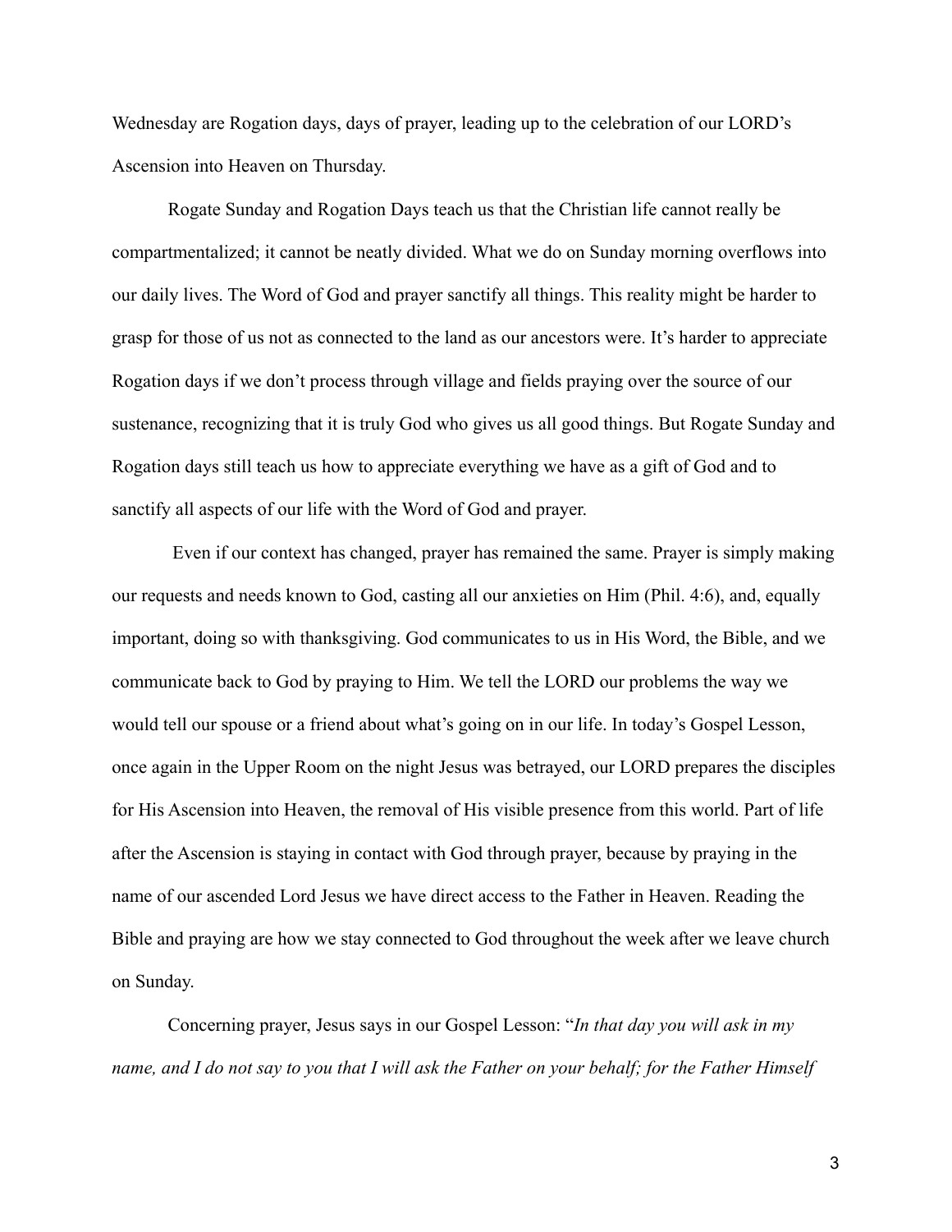Wednesday are Rogation days, days of prayer, leading up to the celebration of our LORD's Ascension into Heaven on Thursday.

Rogate Sunday and Rogation Days teach us that the Christian life cannot really be compartmentalized; it cannot be neatly divided. What we do on Sunday morning overflows into our daily lives. The Word of God and prayer sanctify all things. This reality might be harder to grasp for those of us not as connected to the land as our ancestors were. It's harder to appreciate Rogation days if we don't process through village and fields praying over the source of our sustenance, recognizing that it is truly God who gives us all good things. But Rogate Sunday and Rogation days still teach us how to appreciate everything we have as a gift of God and to sanctify all aspects of our life with the Word of God and prayer.

Even if our context has changed, prayer has remained the same. Prayer is simply making our requests and needs known to God, casting all our anxieties on Him (Phil. 4:6), and, equally important, doing so with thanksgiving. God communicates to us in His Word, the Bible, and we communicate back to God by praying to Him. We tell the LORD our problems the way we would tell our spouse or a friend about what's going on in our life. In today's Gospel Lesson, once again in the Upper Room on the night Jesus was betrayed, our LORD prepares the disciples for His Ascension into Heaven, the removal of His visible presence from this world. Part of life after the Ascension is staying in contact with God through prayer, because by praying in the name of our ascended Lord Jesus we have direct access to the Father in Heaven. Reading the Bible and praying are how we stay connected to God throughout the week after we leave church on Sunday.

Concerning prayer, Jesus says in our Gospel Lesson: "*In that day you will ask in my name, and I do not say to you that I will ask the Father on your behalf; for the Father Himself*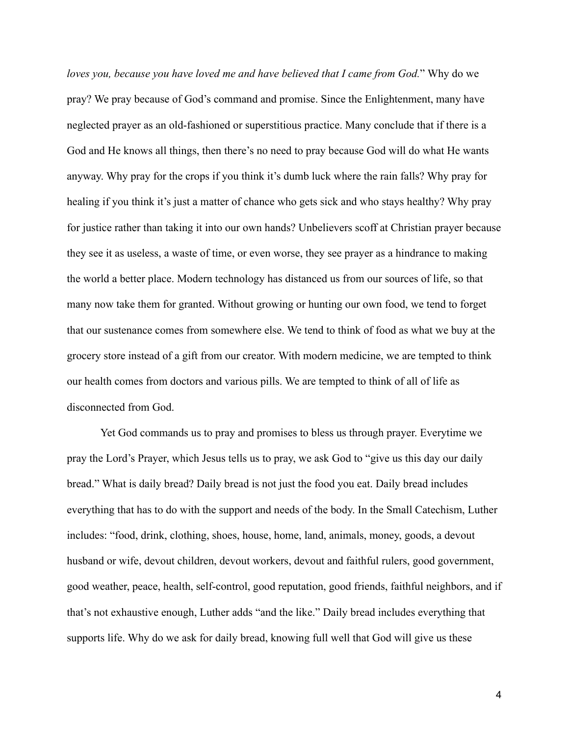*loves you, because you have loved me and have believed that I came from God.*" Why do we pray? We pray because of God's command and promise. Since the Enlightenment, many have neglected prayer as an old-fashioned or superstitious practice. Many conclude that if there is a God and He knows all things, then there's no need to pray because God will do what He wants anyway. Why pray for the crops if you think it's dumb luck where the rain falls? Why pray for healing if you think it's just a matter of chance who gets sick and who stays healthy? Why pray for justice rather than taking it into our own hands? Unbelievers scoff at Christian prayer because they see it as useless, a waste of time, or even worse, they see prayer as a hindrance to making the world a better place. Modern technology has distanced us from our sources of life, so that many now take them for granted. Without growing or hunting our own food, we tend to forget that our sustenance comes from somewhere else. We tend to think of food as what we buy at the grocery store instead of a gift from our creator. With modern medicine, we are tempted to think our health comes from doctors and various pills. We are tempted to think of all of life as disconnected from God.

Yet God commands us to pray and promises to bless us through prayer. Everytime we pray the Lord's Prayer, which Jesus tells us to pray, we ask God to "give us this day our daily bread." What is daily bread? Daily bread is not just the food you eat. Daily bread includes everything that has to do with the support and needs of the body. In the Small Catechism, Luther includes: "food, drink, clothing, shoes, house, home, land, animals, money, goods, a devout husband or wife, devout children, devout workers, devout and faithful rulers, good government, good weather, peace, health, self-control, good reputation, good friends, faithful neighbors, and if that's not exhaustive enough, Luther adds "and the like." Daily bread includes everything that supports life. Why do we ask for daily bread, knowing full well that God will give us these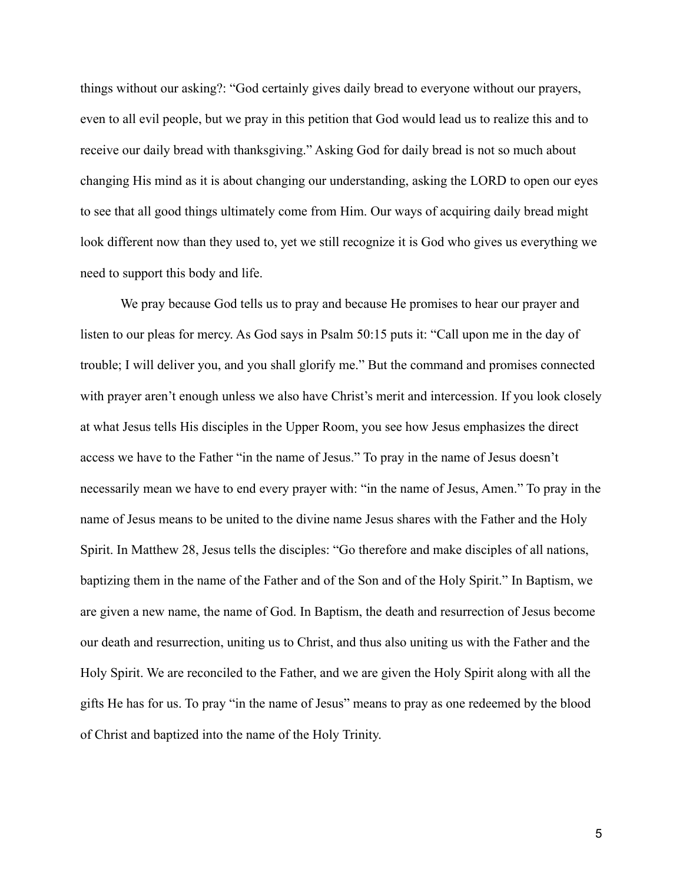things without our asking?: "God certainly gives daily bread to everyone without our prayers, even to all evil people, but we pray in this petition that God would lead us to realize this and to receive our daily bread with thanksgiving." Asking God for daily bread is not so much about changing His mind as it is about changing our understanding, asking the LORD to open our eyes to see that all good things ultimately come from Him. Our ways of acquiring daily bread might look different now than they used to, yet we still recognize it is God who gives us everything we need to support this body and life.

We pray because God tells us to pray and because He promises to hear our prayer and listen to our pleas for mercy. As God says in Psalm 50:15 puts it: "Call upon me in the day of trouble; I will deliver you, and you shall glorify me." But the command and promises connected with prayer aren't enough unless we also have Christ's merit and intercession. If you look closely at what Jesus tells His disciples in the Upper Room, you see how Jesus emphasizes the direct access we have to the Father "in the name of Jesus." To pray in the name of Jesus doesn't necessarily mean we have to end every prayer with: "in the name of Jesus, Amen." To pray in the name of Jesus means to be united to the divine name Jesus shares with the Father and the Holy Spirit. In Matthew 28, Jesus tells the disciples: "Go therefore and make disciples of all nations, baptizing them in the name of the Father and of the Son and of the Holy Spirit." In Baptism, we are given a new name, the name of God. In Baptism, the death and resurrection of Jesus become our death and resurrection, uniting us to Christ, and thus also uniting us with the Father and the Holy Spirit. We are reconciled to the Father, and we are given the Holy Spirit along with all the gifts He has for us. To pray "in the name of Jesus" means to pray as one redeemed by the blood of Christ and baptized into the name of the Holy Trinity.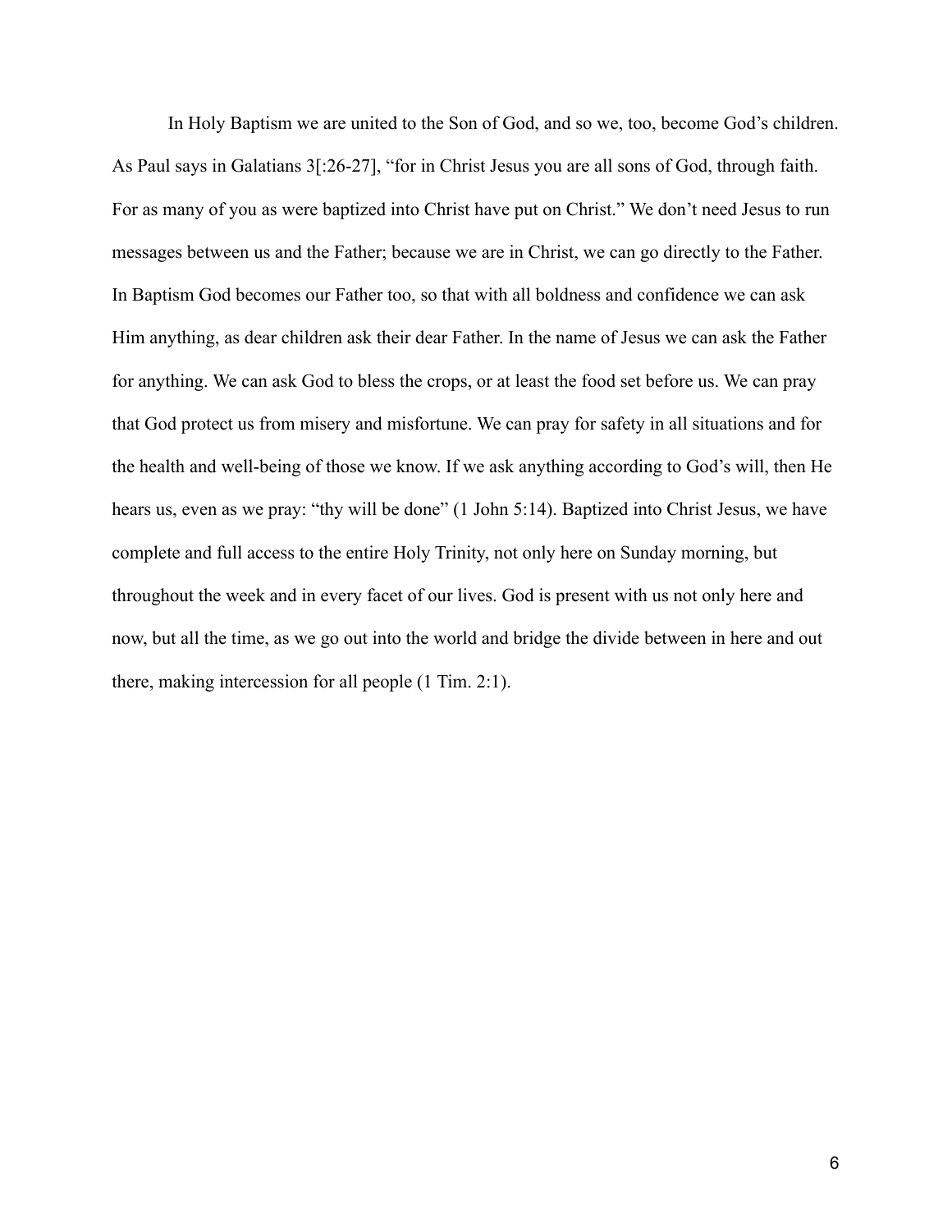In Holy Baptism we are united to the Son of God, and so we, too, become God's children. As Paul says in Galatians 3[:26-27], "for in Christ Jesus you are all sons of God, through faith. For as many of you as were baptized into Christ have put on Christ." We don't need Jesus to run messages between us and the Father; because we are in Christ, we can go directly to the Father. In Baptism God becomes our Father too, so that with all boldness and confidence we can ask Him anything, as dear children ask their dear Father. In the name of Jesus we can ask the Father for anything. We can ask God to bless the crops, or at least the food set before us. We can pray that God protect us from misery and misfortune. We can pray for safety in all situations and for the health and well-being of those we know. If we ask anything according to God's will, then He hears us, even as we pray: "thy will be done" (1 John 5:14). Baptized into Christ Jesus, we have complete and full access to the entire Holy Trinity, not only here on Sunday morning, but throughout the week and in every facet of our lives. God is present with us not only here and now, but all the time, as we go out into the world and bridge the divide between in here and out there, making intercession for all people (1 Tim. 2:1).